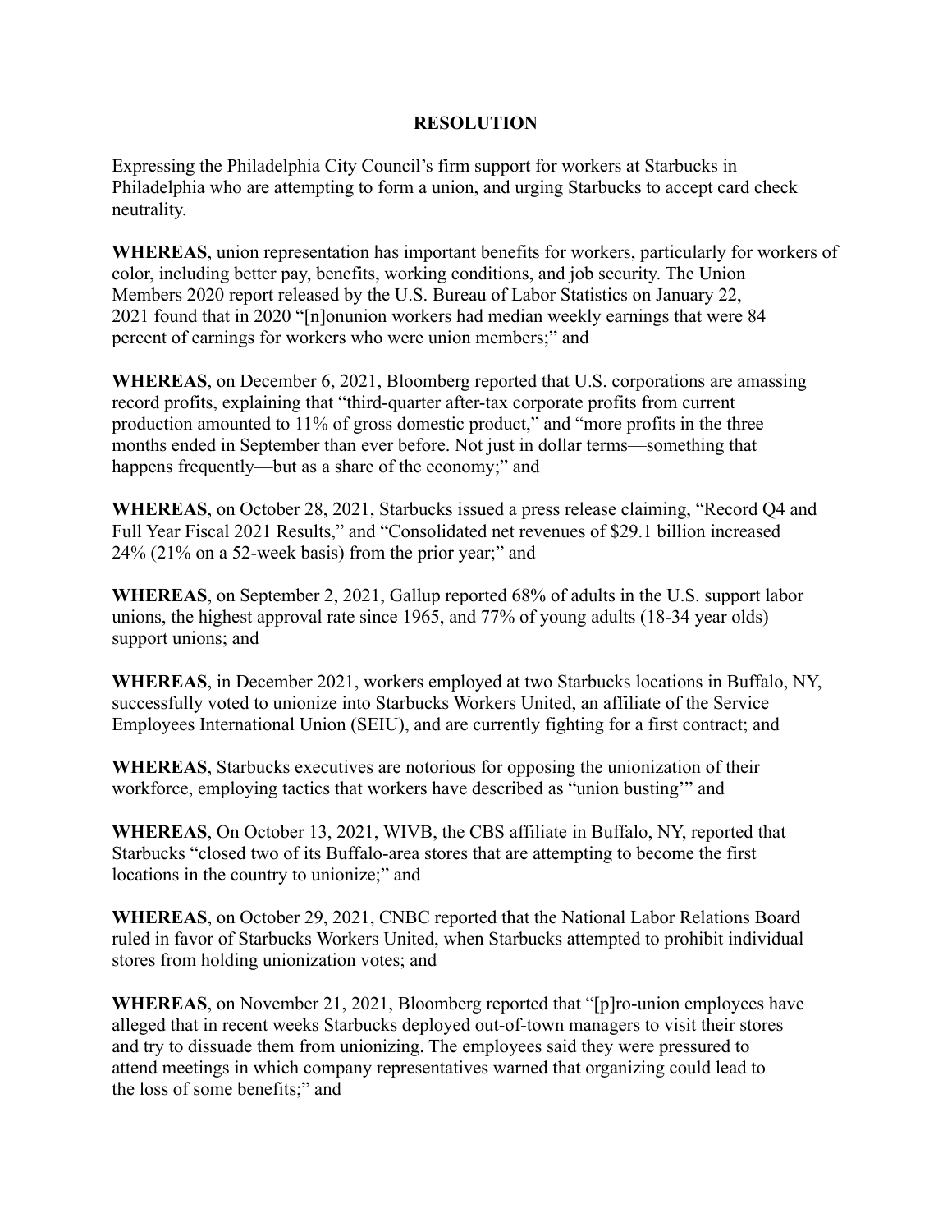**RESOLUTION**

Expressing the Philadelphia City Council's firm support for workers at Starbucks in Philadelphia who are attempting to form a union, and urging Starbucks to accept card check neutrality.

**WHEREAS**, union representation has important benefits for workers, particularly for workers of color, including better pay, benefits, working conditions, and job security. The Union Members 2020 report released by the U.S. Bureau of Labor Statistics on January 22, 2021 found that in 2020 "[n]onunion workers had median weekly earnings that were 84 percent of earnings for workers who were union members;" and

**WHEREAS**, on December 6, 2021, Bloomberg reported that U.S. corporations are amassing record profits, explaining that "third-quarter after-tax corporate profits from current production amounted to 11% of gross domestic product," and "more profits in the three months ended in September than ever before. Not just in dollar terms—something that happens frequently—but as a share of the economy;" and

**WHEREAS**, on October 28, 2021, Starbucks issued a press release claiming, "Record Q4 and Full Year Fiscal 2021 Results," and "Consolidated net revenues of $29.1 billion increased 24% (21% on a 52-week basis) from the prior year;" and

**WHEREAS**, on September 2, 2021, Gallup reported 68% of adults in the U.S. support labor unions, the highest approval rate since 1965, and 77% of young adults (18-34 year olds) support unions; and

**WHEREAS**, in December 2021, workers employed at two Starbucks locations in Buffalo, NY, successfully voted to unionize into Starbucks Workers United, an affiliate of the Service Employees International Union (SEIU), and are currently fighting for a first contract; and

**WHEREAS**, Starbucks executives are notorious for opposing the unionization of their workforce, employing tactics that workers have described as "union busting'" and

**WHEREAS**, On October 13, 2021, WIVB, the CBS affiliate in Buffalo, NY, reported that Starbucks "closed two of its Buffalo-area stores that are attempting to become the first locations in the country to unionize;" and

**WHEREAS**, on October 29, 2021, CNBC reported that the National Labor Relations Board ruled in favor of Starbucks Workers United, when Starbucks attempted to prohibit individual stores from holding unionization votes; and

**WHEREAS**, on November 21, 2021, Bloomberg reported that "[p]ro-union employees have alleged that in recent weeks Starbucks deployed out-of-town managers to visit their stores and try to dissuade them from unionizing. The employees said they were pressured to attend meetings in which company representatives warned that organizing could lead to the loss of some benefits;" and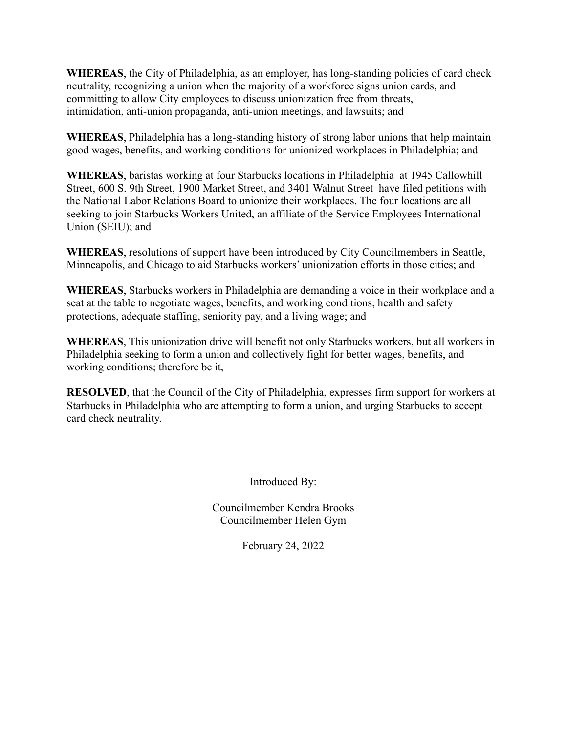**WHEREAS**, the City of Philadelphia, as an employer, has long-standing policies of card check neutrality, recognizing a union when the majority of a workforce signs union cards, and committing to allow City employees to discuss unionization free from threats, intimidation, anti-union propaganda, anti-union meetings, and lawsuits; and

**WHEREAS**, Philadelphia has a long-standing history of strong labor unions that help maintain good wages, benefits, and working conditions for unionized workplaces in Philadelphia; and

**WHEREAS**, baristas working at four Starbucks locations in Philadelphia–at 1945 Callowhill Street, 600 S. 9th Street, 1900 Market Street, and 3401 Walnut Street–have filed petitions with the National Labor Relations Board to unionize their workplaces. The four locations are all seeking to join Starbucks Workers United, an affiliate of the Service Employees International Union (SEIU); and

**WHEREAS**, resolutions of support have been introduced by City Councilmembers in Seattle, Minneapolis, and Chicago to aid Starbucks workers' unionization efforts in those cities; and

**WHEREAS**, Starbucks workers in Philadelphia are demanding a voice in their workplace and a seat at the table to negotiate wages, benefits, and working conditions, health and safety protections, adequate staffing, seniority pay, and a living wage; and

**WHEREAS**, This unionization drive will benefit not only Starbucks workers, but all workers in Philadelphia seeking to form a union and collectively fight for better wages, benefits, and working conditions; therefore be it,

**RESOLVED**, that the Council of the City of Philadelphia, expresses firm support for workers at Starbucks in Philadelphia who are attempting to form a union, and urging Starbucks to accept card check neutrality.

Introduced By:

Councilmember Kendra Brooks
Councilmember Helen Gym

February 24, 2022